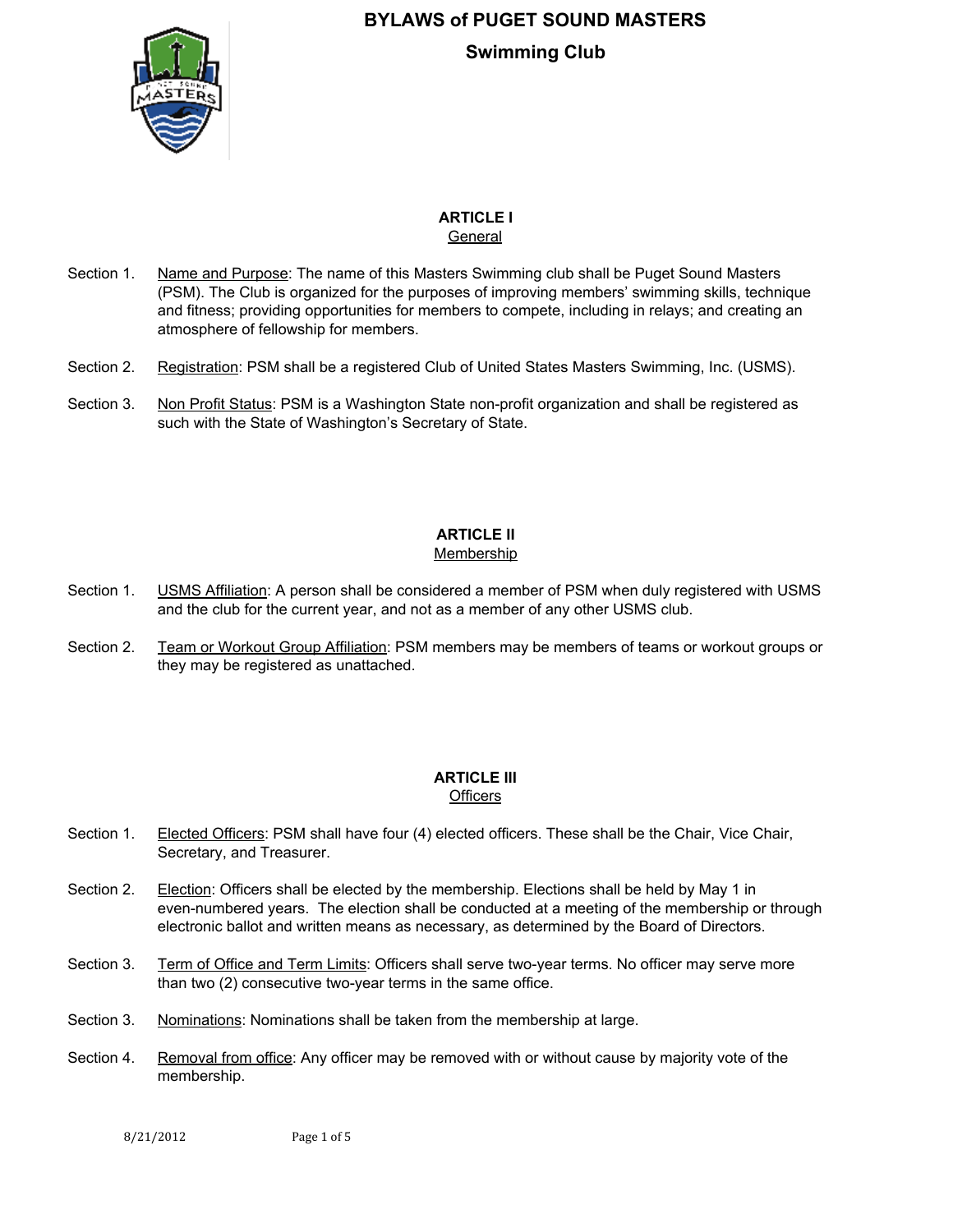# BYLAWS of PUGET SOUND MASTERS

## Swimming Club

### ARTICLE I

General

Section 1. Name and Purpose: The name of this Masters Swimming club shall be Puget Sound Masters (PSM). The Club is organized for the purposes of improving members' swimming skills, technique and fitness; providing opportunities for members to compete, including in relays; and creating an atmosphere of fellowship for members.

Section 2. Registration: PSM shall be a registered Club of United States Masters Swimming, Inc. (USMS).

Section 3. Non Profit Status: PSM is a Washington State non-profit organization and shall be registered as such with the State of Washington's Secretary of State.

### ARTICLE II

Membership

Section 1. USMS Affiliation: A person shall be considered a member of PSM when duly registered with USMS and the club for the current year, and not as a member of any other USMS club.

Section 2. Team or Workout Group Affiliation: PSM members may be members of teams or workout groups or they may be registered as unattached.

### ARTICLE III

Officers

Section 1. Elected Officers: PSM shall have four (4) elected officers. These shall be the Chair, Vice Chair, Secretary, and Treasurer.

Section 2. Election: Officers shall be elected by the membership. Elections shall be held by May 1 in even-numbered years. The election shall be conducted at a meeting of the membership or through electronic ballot and written means as necessary, as determined by the Board of Directors.

Section 3. Term of Office and Term Limits: Officers shall serve two-year terms. No officer may serve more than two (2) consecutive two-year terms in the same office.

Section 3. Nominations: Nominations shall be taken from the membership at large.

Section 4. Removal from office: Any officer may be removed with or without cause by majority vote of the membership.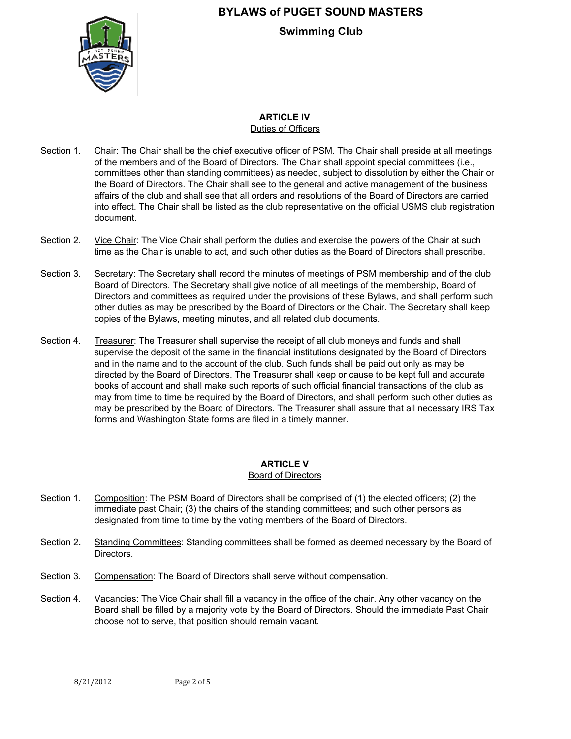# BYLAWS of PUGET SOUND MASTERS

## Swimming Club

### ARTICLE IV
Duties of Officers

Section 1. Chair: The Chair shall be the chief executive officer of PSM. The Chair shall preside at all meetings of the members and of the Board of Directors. The Chair shall appoint special committees (i.e., committees other than standing committees) as needed, subject to dissolution by either the Chair or the Board of Directors. The Chair shall see to the general and active management of the business affairs of the club and shall see that all orders and resolutions of the Board of Directors are carried into effect. The Chair shall be listed as the club representative on the official USMS club registration document.

Section 2. Vice Chair: The Vice Chair shall perform the duties and exercise the powers of the Chair at such time as the Chair is unable to act, and such other duties as the Board of Directors shall prescribe.

Section 3. Secretary: The Secretary shall record the minutes of meetings of PSM membership and of the club Board of Directors. The Secretary shall give notice of all meetings of the membership, Board of Directors and committees as required under the provisions of these Bylaws, and shall perform such other duties as may be prescribed by the Board of Directors or the Chair. The Secretary shall keep copies of the Bylaws, meeting minutes, and all related club documents.

Section 4. Treasurer: The Treasurer shall supervise the receipt of all club moneys and funds and shall supervise the deposit of the same in the financial institutions designated by the Board of Directors and in the name and to the account of the club. Such funds shall be paid out only as may be directed by the Board of Directors. The Treasurer shall keep or cause to be kept full and accurate books of account and shall make such reports of such official financial transactions of the club as may from time to time be required by the Board of Directors, and shall perform such other duties as may be prescribed by the Board of Directors. The Treasurer shall assure that all necessary IRS Tax forms and Washington State forms are filed in a timely manner.

### ARTICLE V
Board of Directors

Section 1. Composition: The PSM Board of Directors shall be comprised of (1) the elected officers; (2) the immediate past Chair; (3) the chairs of the standing committees; and such other persons as designated from time to time by the voting members of the Board of Directors.

Section 2. Standing Committees: Standing committees shall be formed as deemed necessary by the Board of Directors.

Section 3. Compensation: The Board of Directors shall serve without compensation.

Section 4. Vacancies: The Vice Chair shall fill a vacancy in the office of the chair. Any other vacancy on the Board shall be filled by a majority vote by the Board of Directors. Should the immediate Past Chair choose not to serve, that position should remain vacant.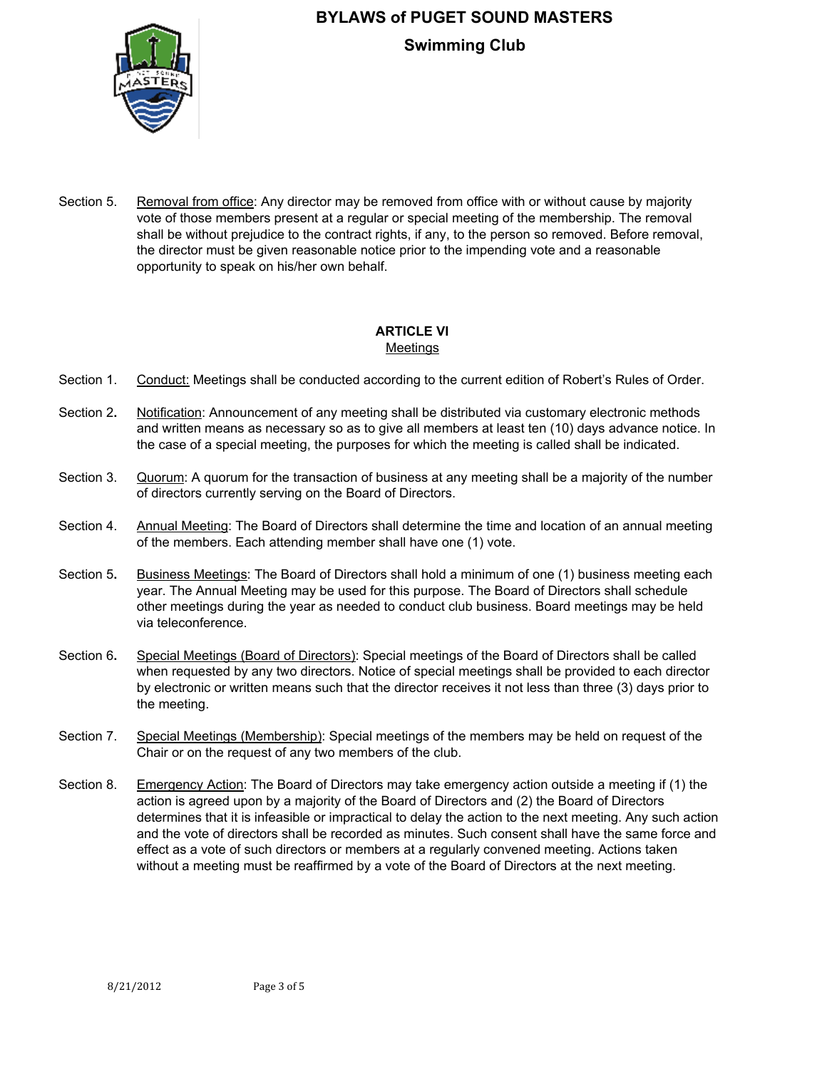Section 5. Removal from office: Any director may be removed from office with or without cause by majority vote of those members present at a regular or special meeting of the membership. The removal shall be without prejudice to the contract rights, if any, to the person so removed. Before removal, the director must be given reasonable notice prior to the impending vote and a reasonable opportunity to speak on his/her own behalf.

## ARTICLE VI
### Meetings

Section 1. Conduct: Meetings shall be conducted according to the current edition of Robert's Rules of Order.

Section 2. Notification: Announcement of any meeting shall be distributed via customary electronic methods and written means as necessary so as to give all members at least ten (10) days advance notice. In the case of a special meeting, the purposes for which the meeting is called shall be indicated.

Section 3. Quorum: A quorum for the transaction of business at any meeting shall be a majority of the number of directors currently serving on the Board of Directors.

Section 4. Annual Meeting: The Board of Directors shall determine the time and location of an annual meeting of the members. Each attending member shall have one (1) vote.

Section 5. Business Meetings: The Board of Directors shall hold a minimum of one (1) business meeting each year. The Annual Meeting may be used for this purpose. The Board of Directors shall schedule other meetings during the year as needed to conduct club business. Board meetings may be held via teleconference.

Section 6. Special Meetings (Board of Directors): Special meetings of the Board of Directors shall be called when requested by any two directors. Notice of special meetings shall be provided to each director by electronic or written means such that the director receives it not less than three (3) days prior to the meeting.

Section 7. Special Meetings (Membership): Special meetings of the members may be held on request of the Chair or on the request of any two members of the club.

Section 8. Emergency Action: The Board of Directors may take emergency action outside a meeting if (1) the action is agreed upon by a majority of the Board of Directors and (2) the Board of Directors determines that it is infeasible or impractical to delay the action to the next meeting. Any such action and the vote of directors shall be recorded as minutes. Such consent shall have the same force and effect as a vote of such directors or members at a regularly convened meeting. Actions taken without a meeting must be reaffirmed by a vote of the Board of Directors at the next meeting.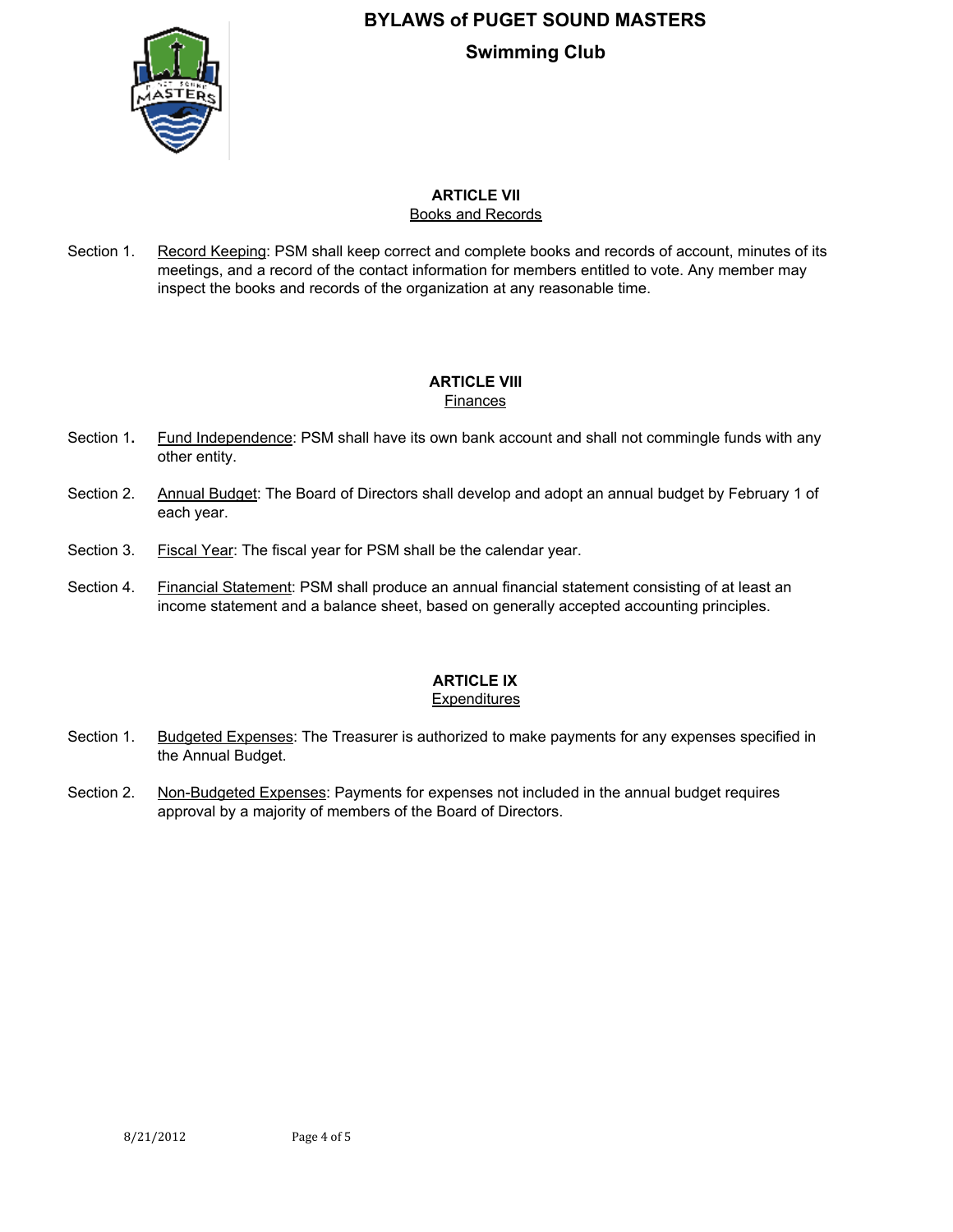## ARTICLE VII

### Books and Records

Section 1. Record Keeping: PSM shall keep correct and complete books and records of account, minutes of its meetings, and a record of the contact information for members entitled to vote. Any member may inspect the books and records of the organization at any reasonable time.

## ARTICLE VIII

### Finances

Section 1. Fund Independence: PSM shall have its own bank account and shall not commingle funds with any other entity.

Section 2. Annual Budget: The Board of Directors shall develop and adopt an annual budget by February 1 of each year.

Section 3. Fiscal Year: The fiscal year for PSM shall be the calendar year.

Section 4. Financial Statement: PSM shall produce an annual financial statement consisting of at least an income statement and a balance sheet, based on generally accepted accounting principles.

## ARTICLE IX

### Expenditures

Section 1. Budgeted Expenses: The Treasurer is authorized to make payments for any expenses specified in the Annual Budget.

Section 2. Non-Budgeted Expenses: Payments for expenses not included in the annual budget requires approval by a majority of members of the Board of Directors.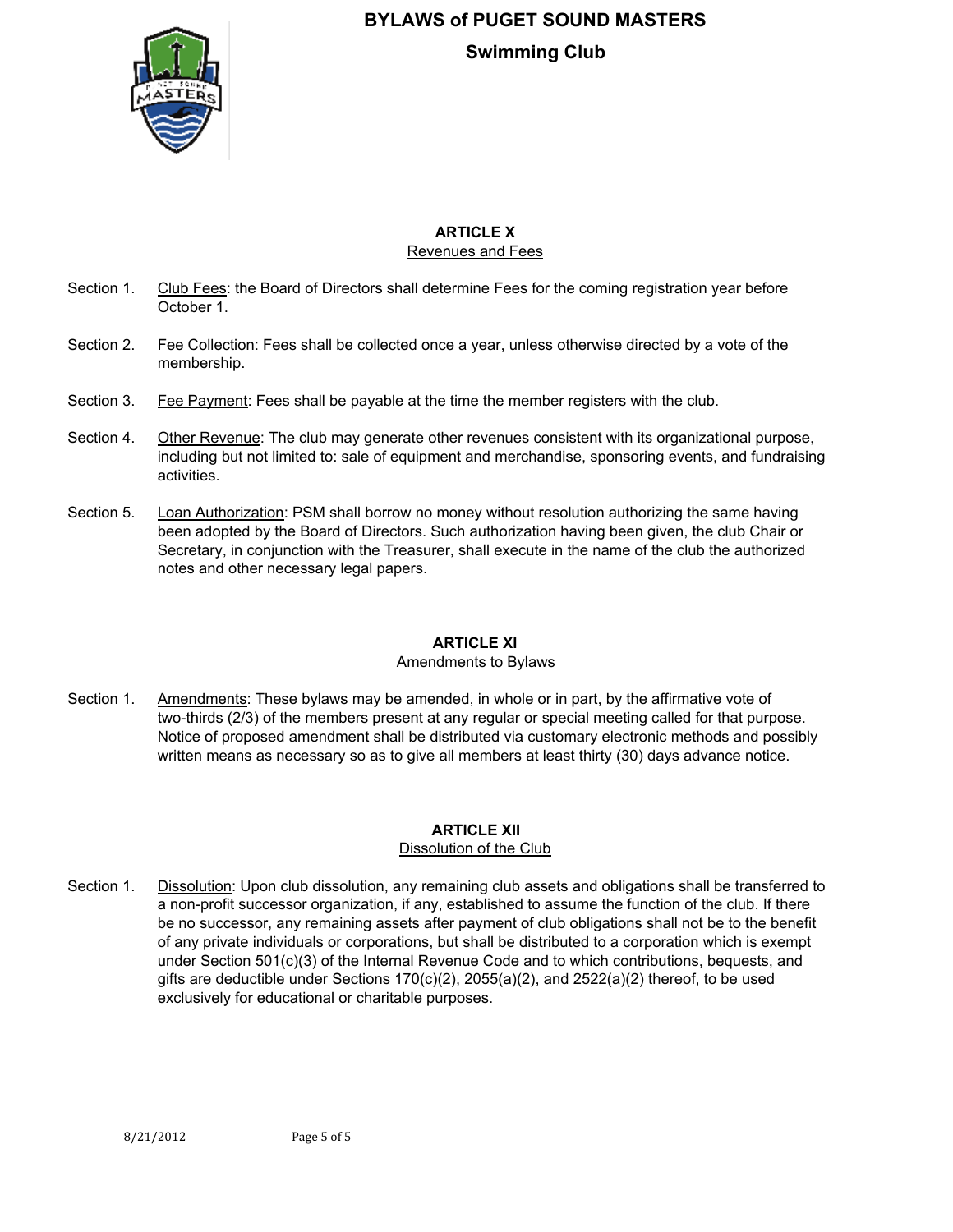## ARTICLE X
### Revenues and Fees

Section 1. Club Fees: the Board of Directors shall determine Fees for the coming registration year before October 1.

Section 2. Fee Collection: Fees shall be collected once a year, unless otherwise directed by a vote of the membership.

Section 3. Fee Payment: Fees shall be payable at the time the member registers with the club.

Section 4. Other Revenue: The club may generate other revenues consistent with its organizational purpose, including but not limited to: sale of equipment and merchandise, sponsoring events, and fundraising activities.

Section 5. Loan Authorization: PSM shall borrow no money without resolution authorizing the same having been adopted by the Board of Directors. Such authorization having been given, the club Chair or Secretary, in conjunction with the Treasurer, shall execute in the name of the club the authorized notes and other necessary legal papers.

## ARTICLE XI
### Amendments to Bylaws

Section 1. Amendments: These bylaws may be amended, in whole or in part, by the affirmative vote of two-thirds (2/3) of the members present at any regular or special meeting called for that purpose. Notice of proposed amendment shall be distributed via customary electronic methods and possibly written means as necessary so as to give all members at least thirty (30) days advance notice.

## ARTICLE XII
### Dissolution of the Club

Section 1. Dissolution: Upon club dissolution, any remaining club assets and obligations shall be transferred to a non-profit successor organization, if any, established to assume the function of the club. If there be no successor, any remaining assets after payment of club obligations shall not be to the benefit of any private individuals or corporations, but shall be distributed to a corporation which is exempt under Section 501(c)(3) of the Internal Revenue Code and to which contributions, bequests, and gifts are deductible under Sections 170(c)(2), 2055(a)(2), and 2522(a)(2) thereof, to be used exclusively for educational or charitable purposes.